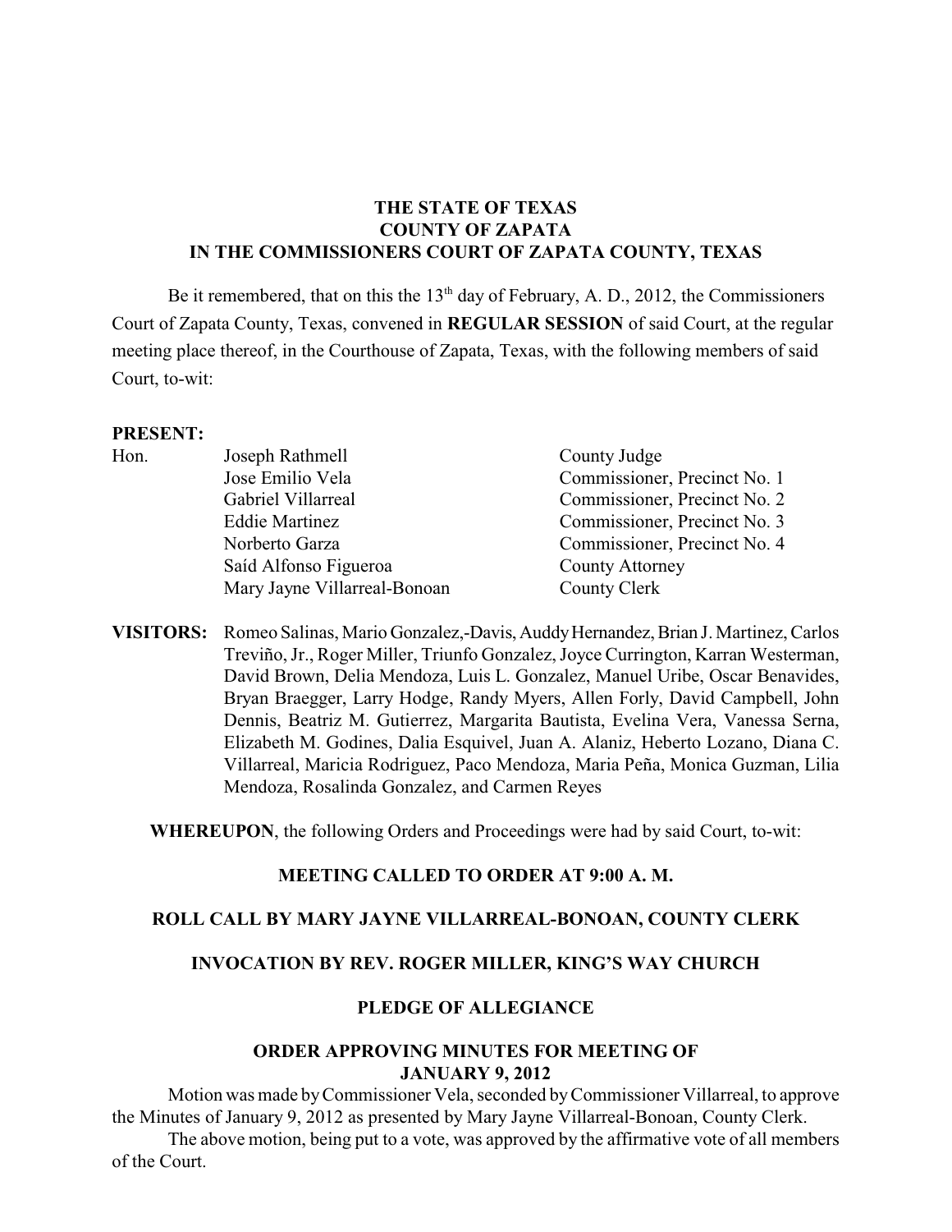**THE STATE OF TEXAS**
**COUNTY OF ZAPATA**
**IN THE COMMISSIONERS COURT OF ZAPATA COUNTY, TEXAS**

Be it remembered, that on this the 13th day of February, A. D., 2012, the Commissioners Court of Zapata County, Texas, convened in **REGULAR SESSION** of said Court, at the regular meeting place thereof, in the Courthouse of Zapata, Texas, with the following members of said Court, to-wit:

**PRESENT:**

| Hon. | Joseph Rathmell | County Judge |
|---|---|---|
| | Jose Emilio Vela | Commissioner, Precinct No. 1 |
| | Gabriel Villarreal | Commissioner, Precinct No. 2 |
| | Eddie Martinez | Commissioner, Precinct No. 3 |
| | Norberto Garza | Commissioner, Precinct No. 4 |
| | Saíd Alfonso Figueroa | County Attorney |
| | Mary Jayne Villarreal-Bonoan | County Clerk |

**VISITORS:** Romeo Salinas, Mario Gonzalez,-Davis, Auddy Hernandez, Brian J. Martinez, Carlos Treviño, Jr., Roger Miller, Triunfo Gonzalez, Joyce Currington, Karran Westerman, David Brown, Delia Mendoza, Luis L. Gonzalez, Manuel Uribe, Oscar Benavides, Bryan Braegger, Larry Hodge, Randy Myers, Allen Forly, David Campbell, John Dennis, Beatriz M. Gutierrez, Margarita Bautista, Evelina Vera, Vanessa Serna, Elizabeth M. Godines, Dalia Esquivel, Juan A. Alaniz, Heberto Lozano, Diana C. Villarreal, Maricia Rodriguez, Paco Mendoza, Maria Peña, Monica Guzman, Lilia Mendoza, Rosalinda Gonzalez, and Carmen Reyes

**WHEREUPON**, the following Orders and Proceedings were had by said Court, to-wit:

**MEETING CALLED TO ORDER AT 9:00 A. M.**

**ROLL CALL BY MARY JAYNE VILLARREAL-BONOAN, COUNTY CLERK**

**INVOCATION BY REV. ROGER MILLER, KING'S WAY CHURCH**

**PLEDGE OF ALLEGIANCE**

**ORDER APPROVING MINUTES FOR MEETING OF JANUARY 9, 2012**

Motion was made by Commissioner Vela, seconded by Commissioner Villarreal, to approve the Minutes of January 9, 2012 as presented by Mary Jayne Villarreal-Bonoan, County Clerk.

The above motion, being put to a vote, was approved by the affirmative vote of all members of the Court.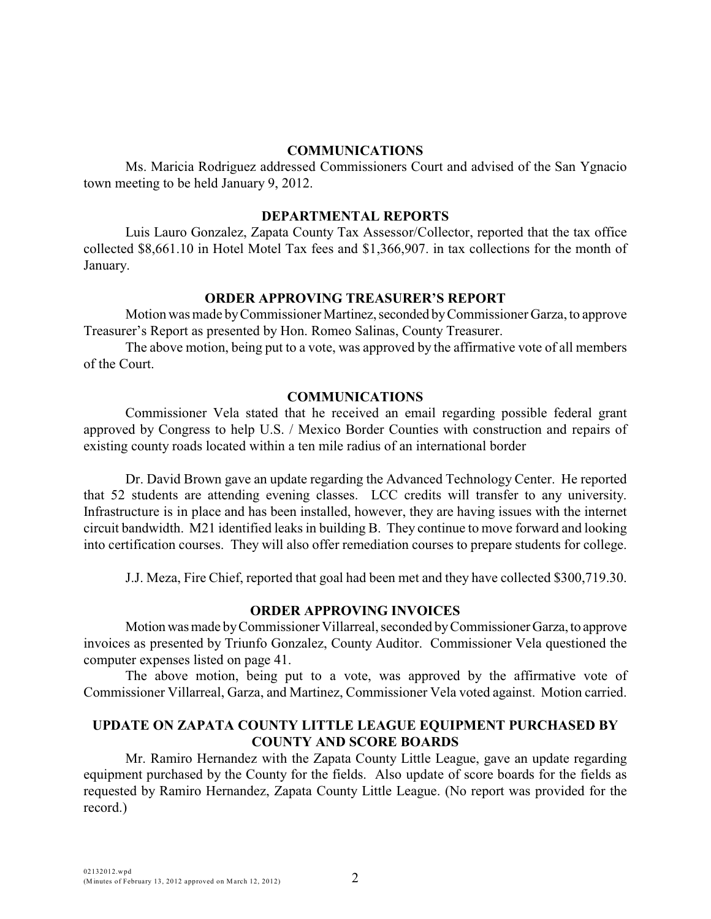## COMMUNICATIONS

Ms. Maricia Rodriguez addressed Commissioners Court and advised of the San Ygnacio town meeting to be held January 9, 2012.

## DEPARTMENTAL REPORTS

Luis Lauro Gonzalez, Zapata County Tax Assessor/Collector, reported that the tax office collected $8,661.10 in Hotel Motel Tax fees and $1,366,907. in tax collections for the month of January.

## ORDER APPROVING TREASURER'S REPORT

Motion was made by Commissioner Martinez, seconded by Commissioner Garza, to approve Treasurer's Report as presented by Hon. Romeo Salinas, County Treasurer.

The above motion, being put to a vote, was approved by the affirmative vote of all members of the Court.

## COMMUNICATIONS

Commissioner Vela stated that he received an email regarding possible federal grant approved by Congress to help U.S. / Mexico Border Counties with construction and repairs of existing county roads located within a ten mile radius of an international border

Dr. David Brown gave an update regarding the Advanced Technology Center. He reported that 52 students are attending evening classes. LCC credits will transfer to any university. Infrastructure is in place and has been installed, however, they are having issues with the internet circuit bandwidth. M21 identified leaks in building B. They continue to move forward and looking into certification courses. They will also offer remediation courses to prepare students for college.

J.J. Meza, Fire Chief, reported that goal had been met and they have collected $300,719.30.

## ORDER APPROVING INVOICES

Motion was made by Commissioner Villarreal, seconded by Commissioner Garza, to approve invoices as presented by Triunfo Gonzalez, County Auditor. Commissioner Vela questioned the computer expenses listed on page 41.

The above motion, being put to a vote, was approved by the affirmative vote of Commissioner Villarreal, Garza, and Martinez, Commissioner Vela voted against. Motion carried.

## UPDATE ON ZAPATA COUNTY LITTLE LEAGUE EQUIPMENT PURCHASED BY COUNTY AND SCORE BOARDS

Mr. Ramiro Hernandez with the Zapata County Little League, gave an update regarding equipment purchased by the County for the fields. Also update of score boards for the fields as requested by Ramiro Hernandez, Zapata County Little League. (No report was provided for the record.)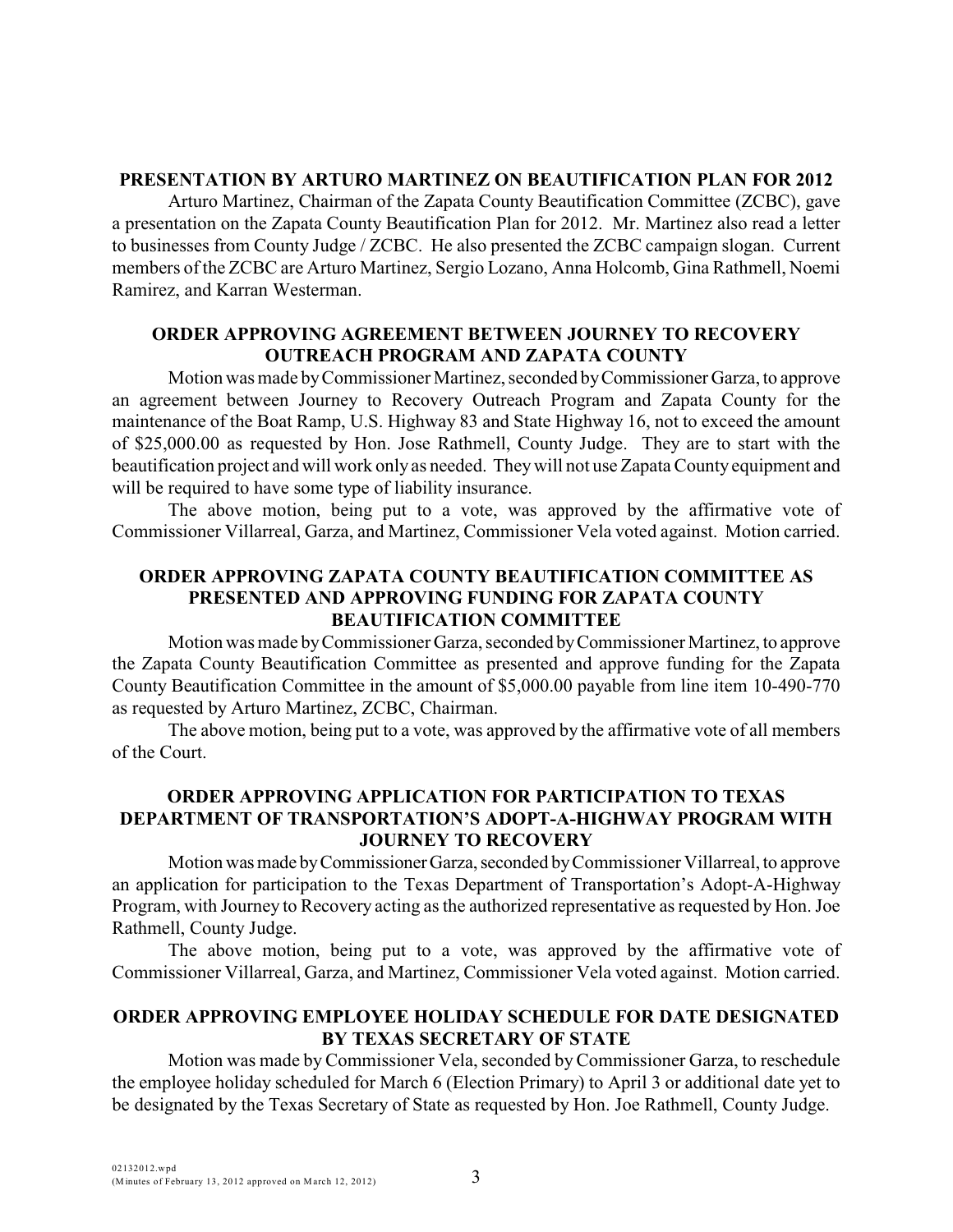## PRESENTATION BY ARTURO MARTINEZ ON BEAUTIFICATION PLAN FOR 2012

Arturo Martinez, Chairman of the Zapata County Beautification Committee (ZCBC), gave a presentation on the Zapata County Beautification Plan for 2012. Mr. Martinez also read a letter to businesses from County Judge / ZCBC. He also presented the ZCBC campaign slogan. Current members of the ZCBC are Arturo Martinez, Sergio Lozano, Anna Holcomb, Gina Rathmell, Noemi Ramirez, and Karran Westerman.

## ORDER APPROVING AGREEMENT BETWEEN JOURNEY TO RECOVERY OUTREACH PROGRAM AND ZAPATA COUNTY

Motion was made by Commissioner Martinez, seconded by Commissioner Garza, to approve an agreement between Journey to Recovery Outreach Program and Zapata County for the maintenance of the Boat Ramp, U.S. Highway 83 and State Highway 16, not to exceed the amount of $25,000.00 as requested by Hon. Jose Rathmell, County Judge. They are to start with the beautification project and will work only as needed. They will not use Zapata County equipment and will be required to have some type of liability insurance.

The above motion, being put to a vote, was approved by the affirmative vote of Commissioner Villarreal, Garza, and Martinez, Commissioner Vela voted against. Motion carried.

## ORDER APPROVING ZAPATA COUNTY BEAUTIFICATION COMMITTEE AS PRESENTED AND APPROVING FUNDING FOR ZAPATA COUNTY BEAUTIFICATION COMMITTEE

Motion was made by Commissioner Garza, seconded by Commissioner Martinez, to approve the Zapata County Beautification Committee as presented and approve funding for the Zapata County Beautification Committee in the amount of $5,000.00 payable from line item 10-490-770 as requested by Arturo Martinez, ZCBC, Chairman.

The above motion, being put to a vote, was approved by the affirmative vote of all members of the Court.

## ORDER APPROVING APPLICATION FOR PARTICIPATION TO TEXAS DEPARTMENT OF TRANSPORTATION'S ADOPT-A-HIGHWAY PROGRAM WITH JOURNEY TO RECOVERY

Motion was made by Commissioner Garza, seconded by Commissioner Villarreal, to approve an application for participation to the Texas Department of Transportation's Adopt-A-Highway Program, with Journey to Recovery acting as the authorized representative as requested by Hon. Joe Rathmell, County Judge.

The above motion, being put to a vote, was approved by the affirmative vote of Commissioner Villarreal, Garza, and Martinez, Commissioner Vela voted against. Motion carried.

## ORDER APPROVING EMPLOYEE HOLIDAY SCHEDULE FOR DATE DESIGNATED BY TEXAS SECRETARY OF STATE

Motion was made by Commissioner Vela, seconded by Commissioner Garza, to reschedule the employee holiday scheduled for March 6 (Election Primary) to April 3 or additional date yet to be designated by the Texas Secretary of State as requested by Hon. Joe Rathmell, County Judge.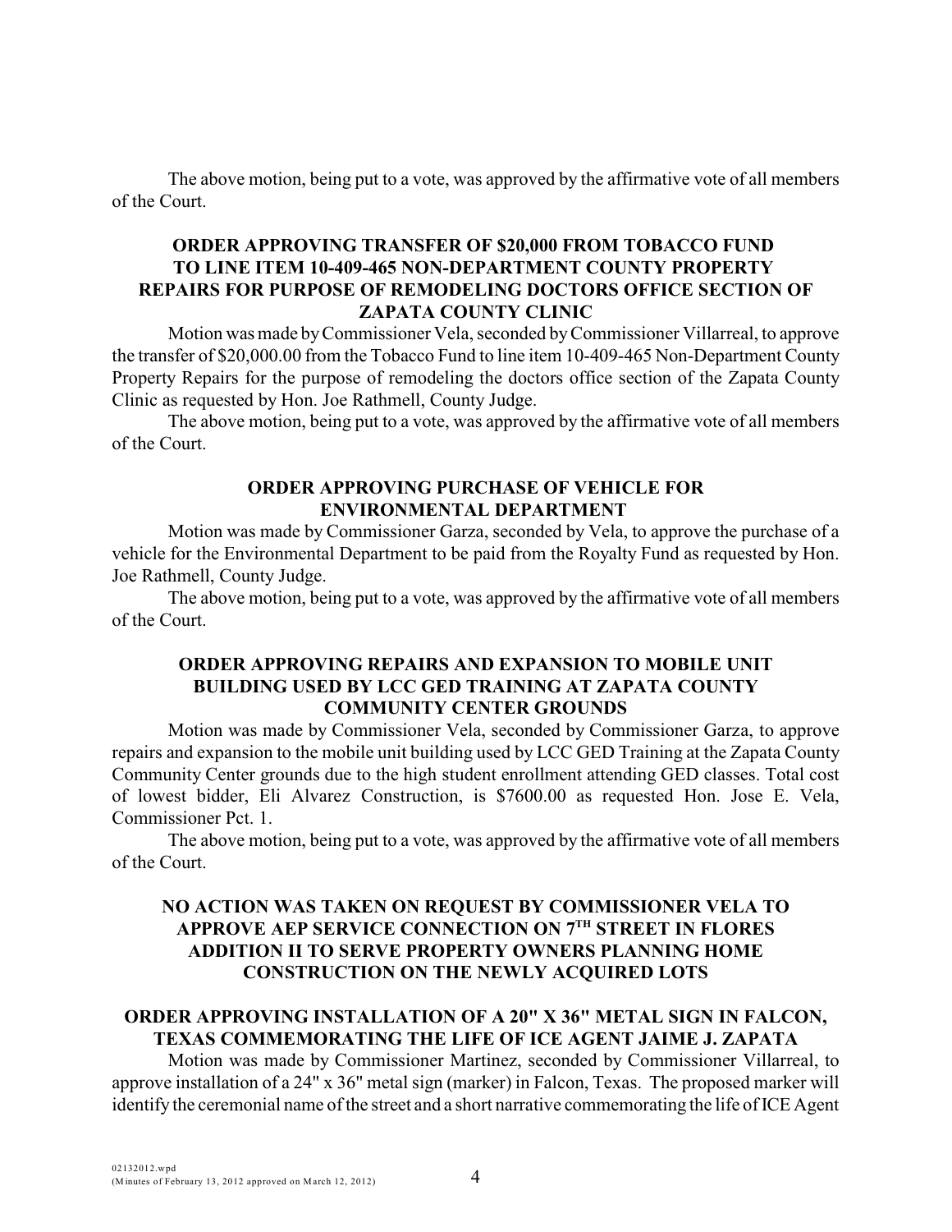The above motion, being put to a vote, was approved by the affirmative vote of all members of the Court.

**ORDER APPROVING TRANSFER OF $20,000 FROM TOBACCO FUND TO LINE ITEM 10-409-465 NON-DEPARTMENT COUNTY PROPERTY REPAIRS FOR PURPOSE OF REMODELING DOCTORS OFFICE SECTION OF ZAPATA COUNTY CLINIC**

Motion was made by Commissioner Vela, seconded by Commissioner Villarreal, to approve the transfer of $20,000.00 from the Tobacco Fund to line item 10-409-465 Non-Department County Property Repairs for the purpose of remodeling the doctors office section of the Zapata County Clinic as requested by Hon. Joe Rathmell, County Judge.

The above motion, being put to a vote, was approved by the affirmative vote of all members of the Court.

**ORDER APPROVING PURCHASE OF VEHICLE FOR ENVIRONMENTAL DEPARTMENT**

Motion was made by Commissioner Garza, seconded by Vela, to approve the purchase of a vehicle for the Environmental Department to be paid from the Royalty Fund as requested by Hon. Joe Rathmell, County Judge.

The above motion, being put to a vote, was approved by the affirmative vote of all members of the Court.

**ORDER APPROVING REPAIRS AND EXPANSION TO MOBILE UNIT BUILDING USED BY LCC GED TRAINING AT ZAPATA COUNTY COMMUNITY CENTER GROUNDS**

Motion was made by Commissioner Vela, seconded by Commissioner Garza, to approve repairs and expansion to the mobile unit building used by LCC GED Training at the Zapata County Community Center grounds due to the high student enrollment attending GED classes. Total cost of lowest bidder, Eli Alvarez Construction, is $7600.00 as requested Hon. Jose E. Vela, Commissioner Pct. 1.

The above motion, being put to a vote, was approved by the affirmative vote of all members of the Court.

**NO ACTION WAS TAKEN ON REQUEST BY COMMISSIONER VELA TO APPROVE AEP SERVICE CONNECTION ON 7TH STREET IN FLORES ADDITION II TO SERVE PROPERTY OWNERS PLANNING HOME CONSTRUCTION ON THE NEWLY ACQUIRED LOTS**

**ORDER APPROVING INSTALLATION OF A 20" X 36" METAL SIGN IN FALCON, TEXAS COMMEMORATING THE LIFE OF ICE AGENT JAIME J. ZAPATA**

Motion was made by Commissioner Martinez, seconded by Commissioner Villarreal, to approve installation of a 24" x 36" metal sign (marker) in Falcon, Texas. The proposed marker will identify the ceremonial name of the street and a short narrative commemorating the life of ICE Agent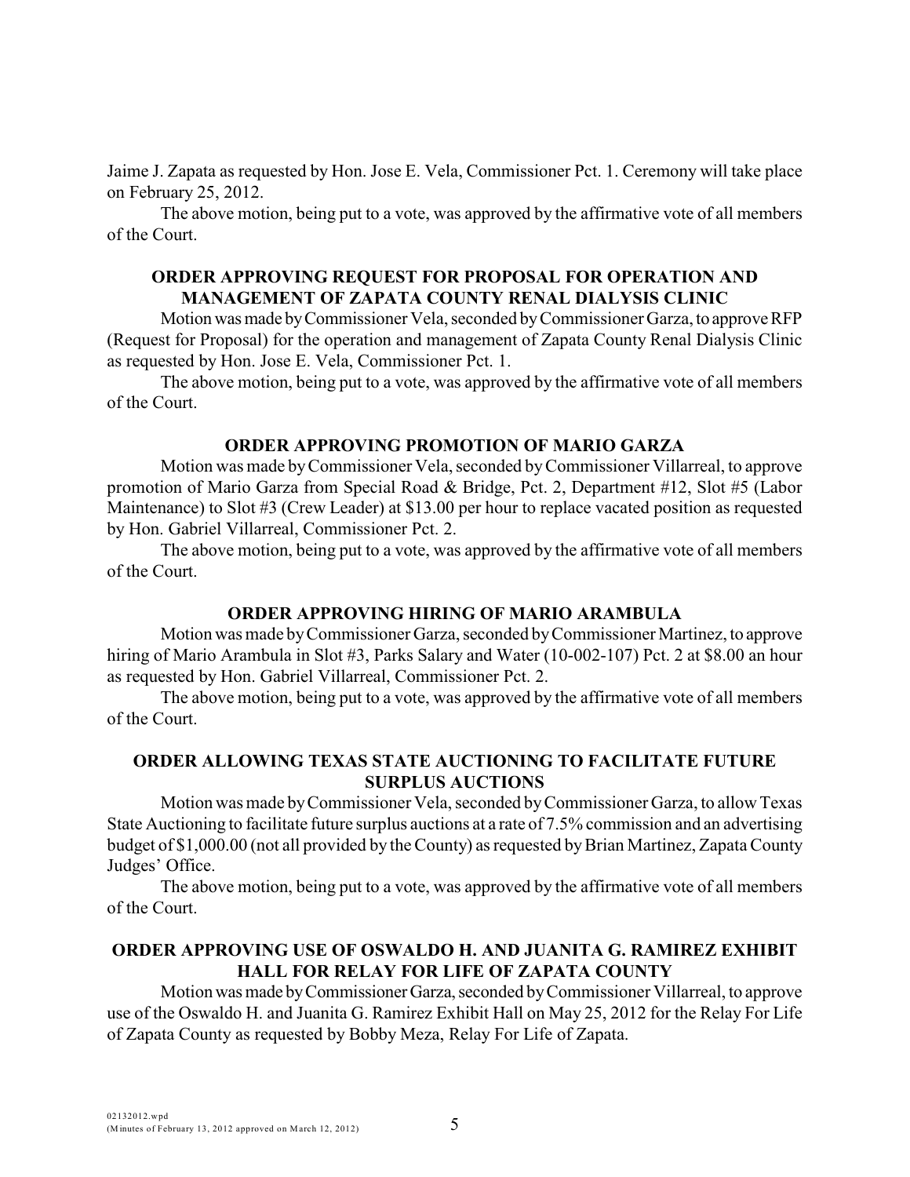Jaime J. Zapata as requested by Hon. Jose E. Vela, Commissioner Pct. 1. Ceremony will take place on February 25, 2012.

The above motion, being put to a vote, was approved by the affirmative vote of all members of the Court.

**ORDER APPROVING REQUEST FOR PROPOSAL FOR OPERATION AND MANAGEMENT OF ZAPATA COUNTY RENAL DIALYSIS CLINIC**

Motion was made by Commissioner Vela, seconded by Commissioner Garza, to approve RFP (Request for Proposal) for the operation and management of Zapata County Renal Dialysis Clinic as requested by Hon. Jose E. Vela, Commissioner Pct. 1.

The above motion, being put to a vote, was approved by the affirmative vote of all members of the Court.

**ORDER APPROVING PROMOTION OF MARIO GARZA**

Motion was made by Commissioner Vela, seconded by Commissioner Villarreal, to approve promotion of Mario Garza from Special Road & Bridge, Pct. 2, Department #12, Slot #5 (Labor Maintenance) to Slot #3 (Crew Leader) at $13.00 per hour to replace vacated position as requested by Hon. Gabriel Villarreal, Commissioner Pct. 2.

The above motion, being put to a vote, was approved by the affirmative vote of all members of the Court.

**ORDER APPROVING HIRING OF MARIO ARAMBULA**

Motion was made by Commissioner Garza, seconded by Commissioner Martinez, to approve hiring of Mario Arambula in Slot #3, Parks Salary and Water (10-002-107) Pct. 2 at $8.00 an hour as requested by Hon. Gabriel Villarreal, Commissioner Pct. 2.

The above motion, being put to a vote, was approved by the affirmative vote of all members of the Court.

**ORDER ALLOWING TEXAS STATE AUCTIONING TO FACILITATE FUTURE SURPLUS AUCTIONS**

Motion was made by Commissioner Vela, seconded by Commissioner Garza, to allow Texas State Auctioning to facilitate future surplus auctions at a rate of 7.5% commission and an advertising budget of $1,000.00 (not all provided by the County) as requested by Brian Martinez, Zapata County Judges' Office.

The above motion, being put to a vote, was approved by the affirmative vote of all members of the Court.

**ORDER APPROVING USE OF OSWALDO H. AND JUANITA G. RAMIREZ EXHIBIT HALL FOR RELAY FOR LIFE OF ZAPATA COUNTY**

Motion was made by Commissioner Garza, seconded by Commissioner Villarreal, to approve use of the Oswaldo H. and Juanita G. Ramirez Exhibit Hall on May 25, 2012 for the Relay For Life of Zapata County as requested by Bobby Meza, Relay For Life of Zapata.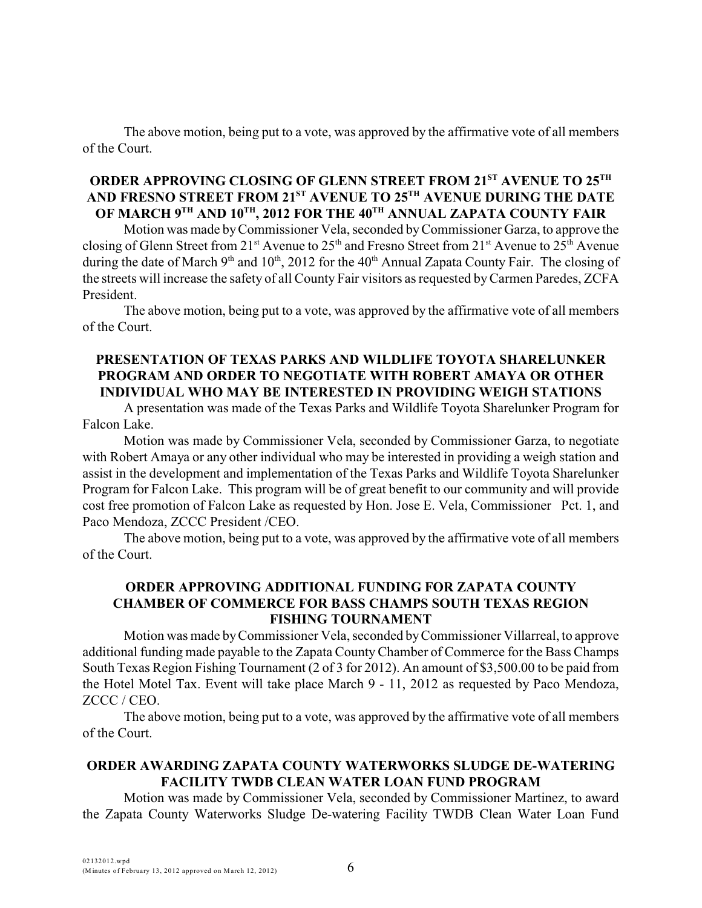The above motion, being put to a vote, was approved by the affirmative vote of all members of the Court.

### ORDER APPROVING CLOSING OF GLENN STREET FROM 21ST AVENUE TO 25TH AND FRESNO STREET FROM 21ST AVENUE TO 25TH AVENUE DURING THE DATE OF MARCH 9TH AND 10TH, 2012 FOR THE 40TH ANNUAL ZAPATA COUNTY FAIR

Motion was made by Commissioner Vela, seconded by Commissioner Garza, to approve the closing of Glenn Street from 21st Avenue to 25th and Fresno Street from 21st Avenue to 25th Avenue during the date of March 9th and 10th, 2012 for the 40th Annual Zapata County Fair. The closing of the streets will increase the safety of all County Fair visitors as requested by Carmen Paredes, ZCFA President.

The above motion, being put to a vote, was approved by the affirmative vote of all members of the Court.

### PRESENTATION OF TEXAS PARKS AND WILDLIFE TOYOTA SHARELUNKER PROGRAM AND ORDER TO NEGOTIATE WITH ROBERT AMAYA OR OTHER INDIVIDUAL WHO MAY BE INTERESTED IN PROVIDING WEIGH STATIONS

A presentation was made of the Texas Parks and Wildlife Toyota Sharelunker Program for Falcon Lake.

Motion was made by Commissioner Vela, seconded by Commissioner Garza, to negotiate with Robert Amaya or any other individual who may be interested in providing a weigh station and assist in the development and implementation of the Texas Parks and Wildlife Toyota Sharelunker Program for Falcon Lake. This program will be of great benefit to our community and will provide cost free promotion of Falcon Lake as requested by Hon. Jose E. Vela, Commissioner Pct. 1, and Paco Mendoza, ZCCC President /CEO.

The above motion, being put to a vote, was approved by the affirmative vote of all members of the Court.

### ORDER APPROVING ADDITIONAL FUNDING FOR ZAPATA COUNTY CHAMBER OF COMMERCE FOR BASS CHAMPS SOUTH TEXAS REGION FISHING TOURNAMENT

Motion was made by Commissioner Vela, seconded by Commissioner Villarreal, to approve additional funding made payable to the Zapata County Chamber of Commerce for the Bass Champs South Texas Region Fishing Tournament (2 of 3 for 2012). An amount of $3,500.00 to be paid from the Hotel Motel Tax. Event will take place March 9 - 11, 2012 as requested by Paco Mendoza, ZCCC / CEO.

The above motion, being put to a vote, was approved by the affirmative vote of all members of the Court.

### ORDER AWARDING ZAPATA COUNTY WATERWORKS SLUDGE DE-WATERING FACILITY TWDB CLEAN WATER LOAN FUND PROGRAM

Motion was made by Commissioner Vela, seconded by Commissioner Martinez, to award the Zapata County Waterworks Sludge De-watering Facility TWDB Clean Water Loan Fund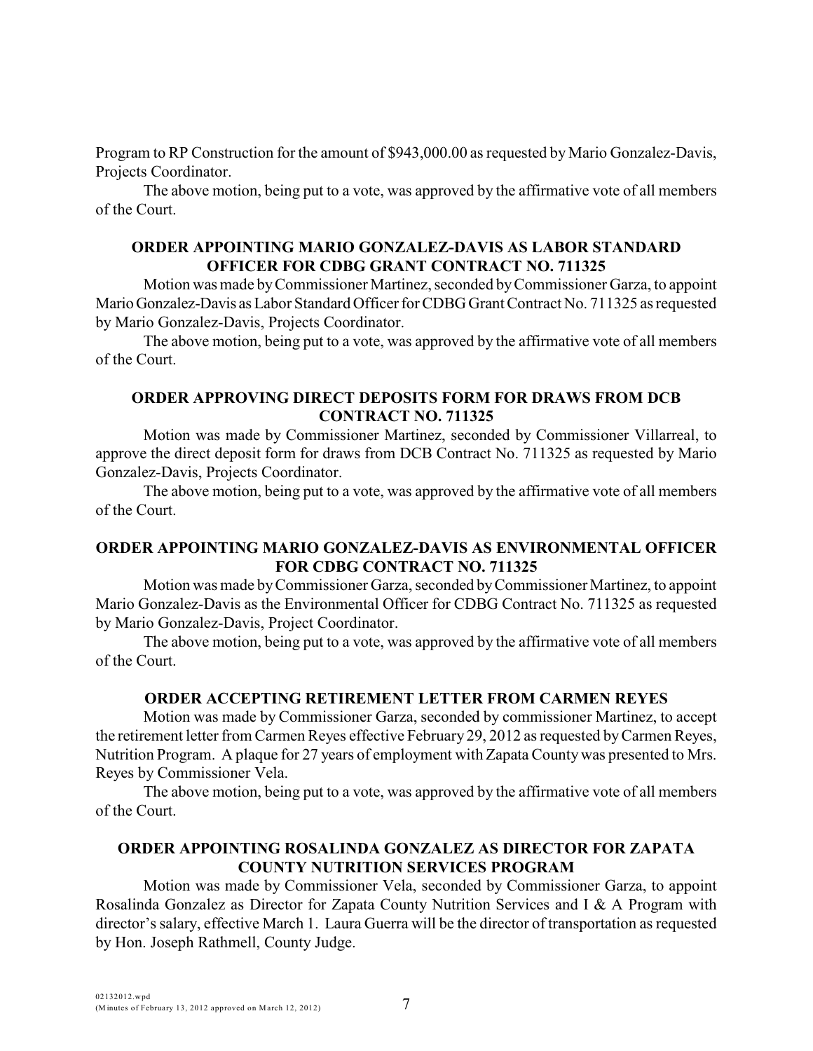Program to RP Construction for the amount of $943,000.00 as requested by Mario Gonzalez-Davis, Projects Coordinator.

The above motion, being put to a vote, was approved by the affirmative vote of all members of the Court.

**ORDER APPOINTING MARIO GONZALEZ-DAVIS AS LABOR STANDARD OFFICER FOR CDBG GRANT CONTRACT NO. 711325**

Motion was made by Commissioner Martinez, seconded by Commissioner Garza, to appoint Mario Gonzalez-Davis as Labor Standard Officer for CDBG Grant Contract No. 711325 as requested by Mario Gonzalez-Davis, Projects Coordinator.

The above motion, being put to a vote, was approved by the affirmative vote of all members of the Court.

**ORDER APPROVING DIRECT DEPOSITS FORM FOR DRAWS FROM DCB CONTRACT NO. 711325**

Motion was made by Commissioner Martinez, seconded by Commissioner Villarreal, to approve the direct deposit form for draws from DCB Contract No. 711325 as requested by Mario Gonzalez-Davis, Projects Coordinator.

The above motion, being put to a vote, was approved by the affirmative vote of all members of the Court.

**ORDER APPOINTING MARIO GONZALEZ-DAVIS AS ENVIRONMENTAL OFFICER FOR CDBG CONTRACT NO. 711325**

Motion was made by Commissioner Garza, seconded by Commissioner Martinez, to appoint Mario Gonzalez-Davis as the Environmental Officer for CDBG Contract No. 711325 as requested by Mario Gonzalez-Davis, Project Coordinator.

The above motion, being put to a vote, was approved by the affirmative vote of all members of the Court.

**ORDER ACCEPTING RETIREMENT LETTER FROM CARMEN REYES**

Motion was made by Commissioner Garza, seconded by commissioner Martinez, to accept the retirement letter from Carmen Reyes effective February 29, 2012 as requested by Carmen Reyes, Nutrition Program. A plaque for 27 years of employment with Zapata County was presented to Mrs. Reyes by Commissioner Vela.

The above motion, being put to a vote, was approved by the affirmative vote of all members of the Court.

**ORDER APPOINTING ROSALINDA GONZALEZ AS DIRECTOR FOR ZAPATA COUNTY NUTRITION SERVICES PROGRAM**

Motion was made by Commissioner Vela, seconded by Commissioner Garza, to appoint Rosalinda Gonzalez as Director for Zapata County Nutrition Services and I & A Program with director's salary, effective March 1. Laura Guerra will be the director of transportation as requested by Hon. Joseph Rathmell, County Judge.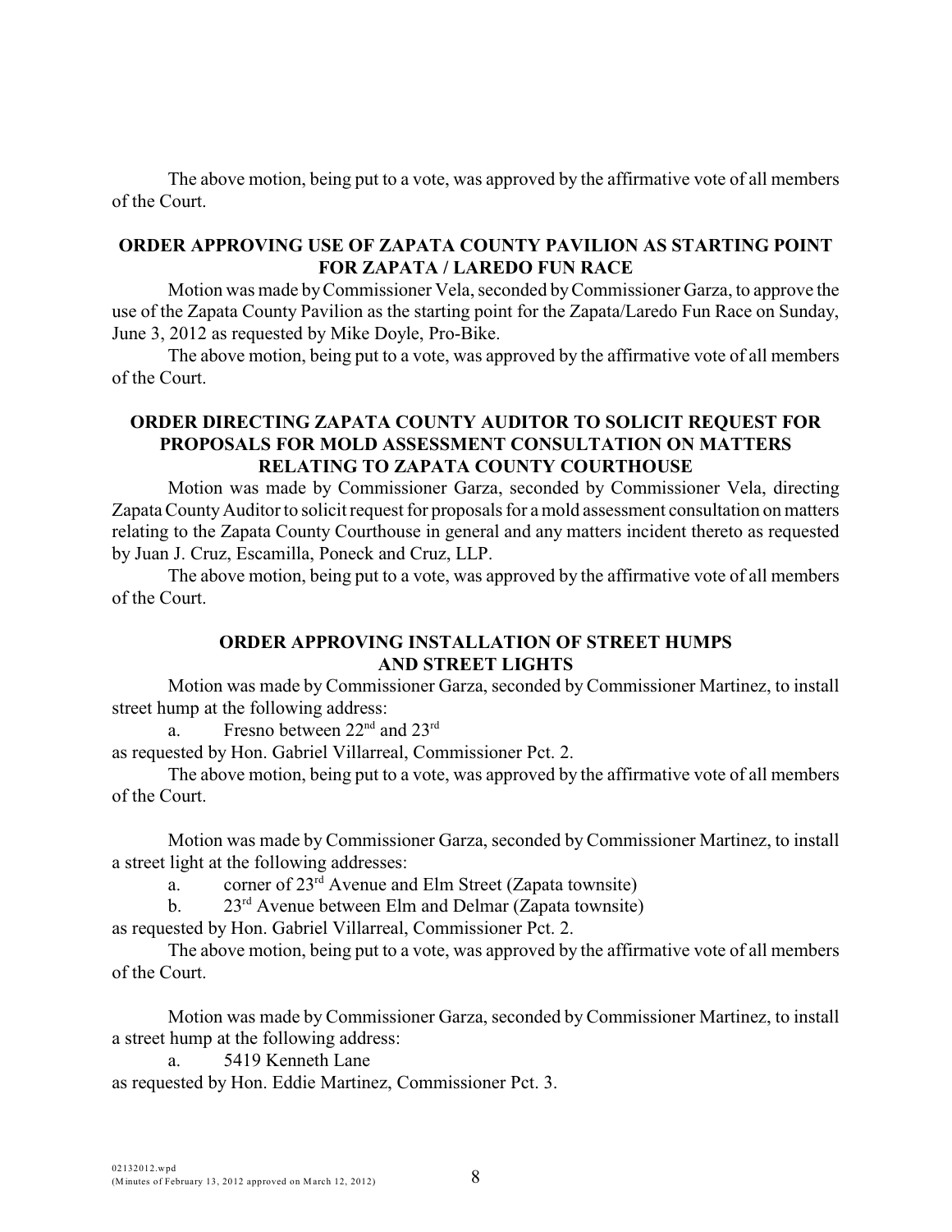The above motion, being put to a vote, was approved by the affirmative vote of all members of the Court.

**ORDER APPROVING USE OF ZAPATA COUNTY PAVILION AS STARTING POINT FOR ZAPATA / LAREDO FUN RACE**

Motion was made by Commissioner Vela, seconded by Commissioner Garza, to approve the use of the Zapata County Pavilion as the starting point for the Zapata/Laredo Fun Race on Sunday, June 3, 2012 as requested by Mike Doyle, Pro-Bike.

The above motion, being put to a vote, was approved by the affirmative vote of all members of the Court.

**ORDER DIRECTING ZAPATA COUNTY AUDITOR TO SOLICIT REQUEST FOR PROPOSALS FOR MOLD ASSESSMENT CONSULTATION ON MATTERS RELATING TO ZAPATA COUNTY COURTHOUSE**

Motion was made by Commissioner Garza, seconded by Commissioner Vela, directing Zapata County Auditor to solicit request for proposals for a mold assessment consultation on matters relating to the Zapata County Courthouse in general and any matters incident thereto as requested by Juan J. Cruz, Escamilla, Poneck and Cruz, LLP.

The above motion, being put to a vote, was approved by the affirmative vote of all members of the Court.

**ORDER APPROVING INSTALLATION OF STREET HUMPS AND STREET LIGHTS**

Motion was made by Commissioner Garza, seconded by Commissioner Martinez, to install street hump at the following address:

a. Fresno between 22nd and 23rd

as requested by Hon. Gabriel Villarreal, Commissioner Pct. 2.

The above motion, being put to a vote, was approved by the affirmative vote of all members of the Court.

Motion was made by Commissioner Garza, seconded by Commissioner Martinez, to install a street light at the following addresses:

a. corner of 23rd Avenue and Elm Street (Zapata townsite)

b. 23rd Avenue between Elm and Delmar (Zapata townsite)

as requested by Hon. Gabriel Villarreal, Commissioner Pct. 2.

The above motion, being put to a vote, was approved by the affirmative vote of all members of the Court.

Motion was made by Commissioner Garza, seconded by Commissioner Martinez, to install a street hump at the following address:

a. 5419 Kenneth Lane

as requested by Hon. Eddie Martinez, Commissioner Pct. 3.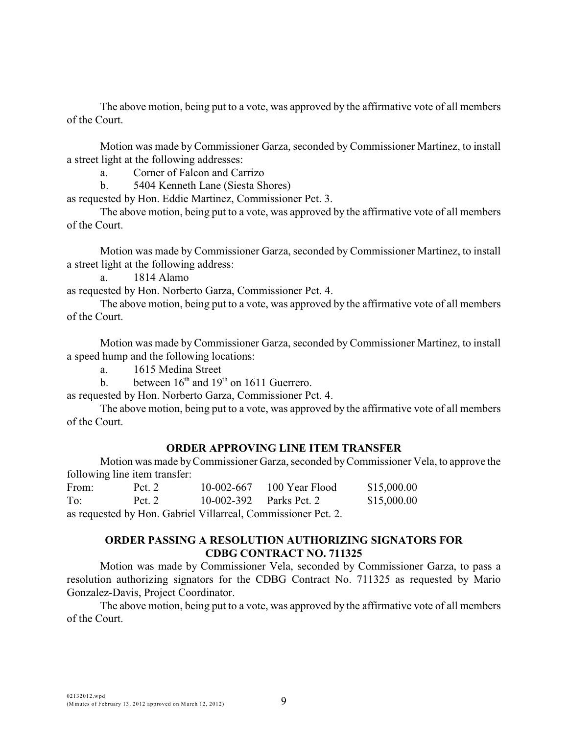The above motion, being put to a vote, was approved by the affirmative vote of all members of the Court.

Motion was made by Commissioner Garza, seconded by Commissioner Martinez, to install a street light at the following addresses:

a. Corner of Falcon and Carrizo

b. 5404 Kenneth Lane (Siesta Shores)

as requested by Hon. Eddie Martinez, Commissioner Pct. 3.

The above motion, being put to a vote, was approved by the affirmative vote of all members of the Court.

Motion was made by Commissioner Garza, seconded by Commissioner Martinez, to install a street light at the following address:

a. 1814 Alamo

as requested by Hon. Norberto Garza, Commissioner Pct. 4.

The above motion, being put to a vote, was approved by the affirmative vote of all members of the Court.

Motion was made by Commissioner Garza, seconded by Commissioner Martinez, to install a speed hump and the following locations:

a. 1615 Medina Street

b. between 16th and 19th on 1611 Guerrero.

as requested by Hon. Norberto Garza, Commissioner Pct. 4.

The above motion, being put to a vote, was approved by the affirmative vote of all members of the Court.

**ORDER APPROVING LINE ITEM TRANSFER**

Motion was made by Commissioner Garza, seconded by Commissioner Vela, to approve the following line item transfer:

| | | | | |
|---|---|---|---|---|
| From: | Pct. 2 | 10-002-667 | 100 Year Flood | \$15,000.00 |
| To: | Pct. 2 | 10-002-392 | Parks Pct. 2 | \$15,000.00 |

as requested by Hon. Gabriel Villarreal, Commissioner Pct. 2.

**ORDER PASSING A RESOLUTION AUTHORIZING SIGNATORS FOR CDBG CONTRACT NO. 711325**

Motion was made by Commissioner Vela, seconded by Commissioner Garza, to pass a resolution authorizing signators for the CDBG Contract No. 711325 as requested by Mario Gonzalez-Davis, Project Coordinator.

The above motion, being put to a vote, was approved by the affirmative vote of all members of the Court.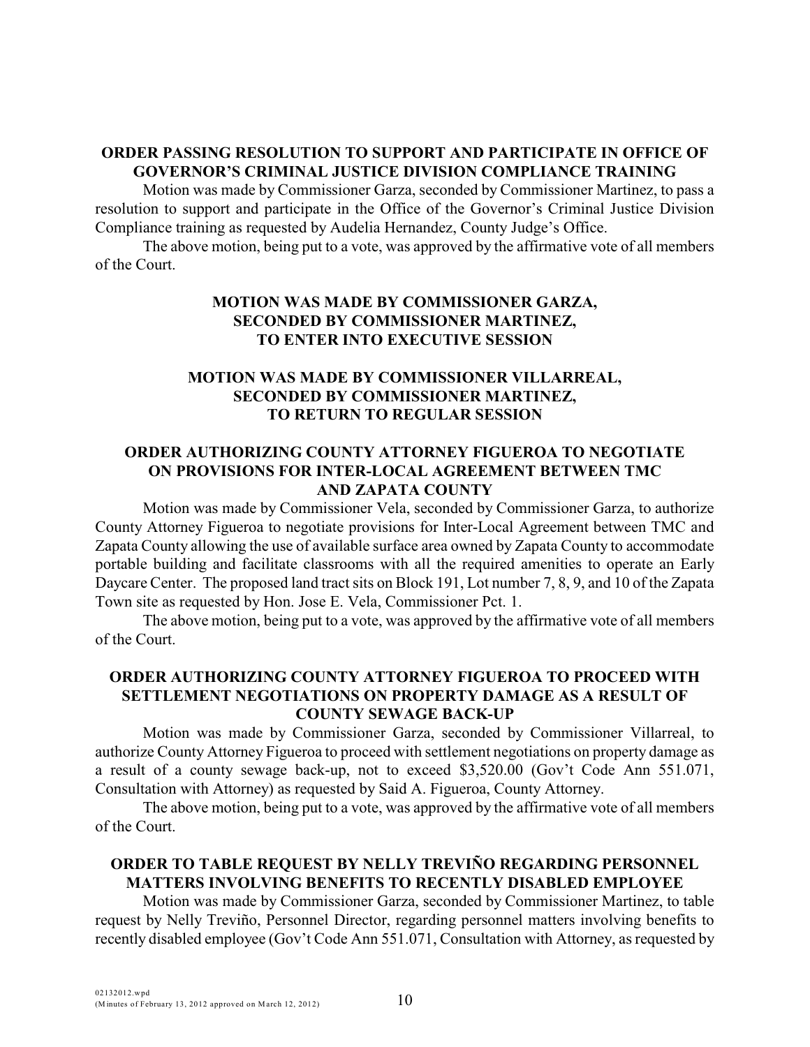**ORDER PASSING RESOLUTION TO SUPPORT AND PARTICIPATE IN OFFICE OF GOVERNOR'S CRIMINAL JUSTICE DIVISION COMPLIANCE TRAINING**

Motion was made by Commissioner Garza, seconded by Commissioner Martinez, to pass a resolution to support and participate in the Office of the Governor's Criminal Justice Division Compliance training as requested by Audelia Hernandez, County Judge's Office.

The above motion, being put to a vote, was approved by the affirmative vote of all members of the Court.

**MOTION WAS MADE BY COMMISSIONER GARZA, SECONDED BY COMMISSIONER MARTINEZ, TO ENTER INTO EXECUTIVE SESSION**

**MOTION WAS MADE BY COMMISSIONER VILLARREAL, SECONDED BY COMMISSIONER MARTINEZ, TO RETURN TO REGULAR SESSION**

**ORDER AUTHORIZING COUNTY ATTORNEY FIGUEROA TO NEGOTIATE ON PROVISIONS FOR INTER-LOCAL AGREEMENT BETWEEN TMC AND ZAPATA COUNTY**

Motion was made by Commissioner Vela, seconded by Commissioner Garza, to authorize County Attorney Figueroa to negotiate provisions for Inter-Local Agreement between TMC and Zapata County allowing the use of available surface area owned by Zapata County to accommodate portable building and facilitate classrooms with all the required amenities to operate an Early Daycare Center. The proposed land tract sits on Block 191, Lot number 7, 8, 9, and 10 of the Zapata Town site as requested by Hon. Jose E. Vela, Commissioner Pct. 1.

The above motion, being put to a vote, was approved by the affirmative vote of all members of the Court.

**ORDER AUTHORIZING COUNTY ATTORNEY FIGUEROA TO PROCEED WITH SETTLEMENT NEGOTIATIONS ON PROPERTY DAMAGE AS A RESULT OF COUNTY SEWAGE BACK-UP**

Motion was made by Commissioner Garza, seconded by Commissioner Villarreal, to authorize County Attorney Figueroa to proceed with settlement negotiations on property damage as a result of a county sewage back-up, not to exceed $3,520.00 (Gov't Code Ann 551.071, Consultation with Attorney) as requested by Said A. Figueroa, County Attorney.

The above motion, being put to a vote, was approved by the affirmative vote of all members of the Court.

**ORDER TO TABLE REQUEST BY NELLY TREVIÑO REGARDING PERSONNEL MATTERS INVOLVING BENEFITS TO RECENTLY DISABLED EMPLOYEE**

Motion was made by Commissioner Garza, seconded by Commissioner Martinez, to table request by Nelly Treviño, Personnel Director, regarding personnel matters involving benefits to recently disabled employee (Gov't Code Ann 551.071, Consultation with Attorney, as requested by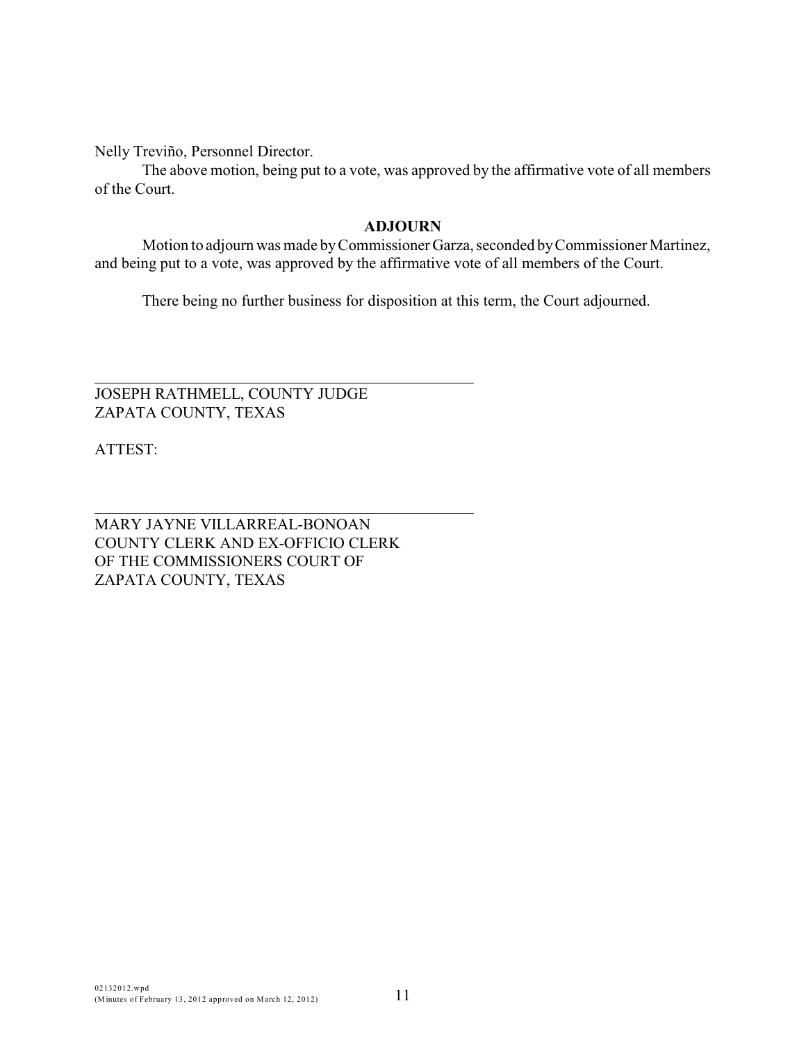Nelly Treviño, Personnel Director.

The above motion, being put to a vote, was approved by the affirmative vote of all members of the Court.

**ADJOURN**

Motion to adjourn was made by Commissioner Garza, seconded by Commissioner Martinez, and being put to a vote, was approved by the affirmative vote of all members of the Court.

There being no further business for disposition at this term, the Court adjourned.

\_\_\_\_\_\_\_\_\_\_\_\_\_\_\_\_\_\_\_\_\_\_\_\_\_\_\_\_\_\_\_\_\_\_\_\_\_\_\_\_

JOSEPH RATHMELL, COUNTY JUDGE
ZAPATA COUNTY, TEXAS

ATTEST:

\_\_\_\_\_\_\_\_\_\_\_\_\_\_\_\_\_\_\_\_\_\_\_\_\_\_\_\_\_\_\_\_\_\_\_\_\_\_\_\_

MARY JAYNE VILLARREAL-BONOAN
COUNTY CLERK AND EX-OFFICIO CLERK
OF THE COMMISSIONERS COURT OF
ZAPATA COUNTY, TEXAS

02132012.wpd
(Minutes of February 13, 2012 approved on March 12, 2012)